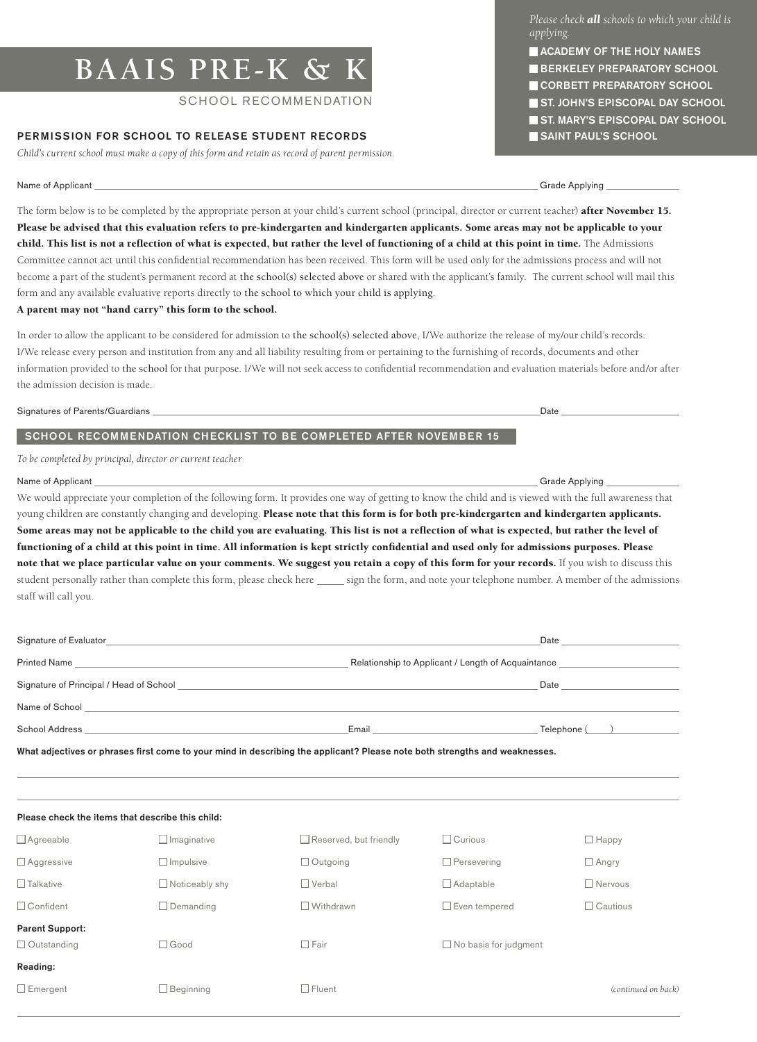# BAAIS PRE-K & K

SCHOOL RECOMMENDATION

*Please check **all** schools to which your child is applying.*

- ☐ ACADEMY OF THE HOLY NAMES
- ☐ BERKELEY PREPARATORY SCHOOL
- ☐ CORBETT PREPARATORY SCHOOL
- ☐ ST. JOHN'S EPISCOPAL DAY SCHOOL
- ☐ ST. MARY'S EPISCOPAL DAY SCHOOL
- ☐ SAINT PAUL'S SCHOOL

## PERMISSION FOR SCHOOL TO RELEASE STUDENT RECORDS

*Child's current school must make a copy of this form and retain as record of parent permission.*

Name of Applicant ______________________________ Grade Applying ______________

The form below is to be completed by the appropriate person at your child's current school (principal, director or current teacher) **after November 15. Please be advised that this evaluation refers to pre-kindergarten and kindergarten applicants. Some areas may not be applicable to your child. This list is not a reflection of what is expected, but rather the level of functioning of a child at this point in time.** The Admissions Committee cannot act until this confidential recommendation has been received. This form will be used only for the admissions process and will not become a part of the student's permanent record at the school(s) selected above or shared with the applicant's family. The current school will mail this form and any available evaluative reports directly to the school to which your child is applying.

**A parent may not "hand carry" this form to the school.**

In order to allow the applicant to be considered for admission to the school(s) selected above, I/We authorize the release of my/our child's records. I/We release every person and institution from any and all liability resulting from or pertaining to the furnishing of records, documents and other information provided to the school for that purpose. I/We will not seek access to confidential recommendation and evaluation materials before and/or after the admission decision is made.

Signatures of Parents/Guardians ______________________________ Date ______________

## SCHOOL RECOMMENDATION CHECKLIST TO BE COMPLETED AFTER NOVEMBER 15

*To be completed by principal, director or current teacher*

Name of Applicant ______________________________ Grade Applying ______________

We would appreciate your completion of the following form. It provides one way of getting to know the child and is viewed with the full awareness that young children are constantly changing and developing. **Please note that this form is for both pre-kindergarten and kindergarten applicants. Some areas may not be applicable to the child you are evaluating. This list is not a reflection of what is expected, but rather the level of functioning of a child at this point in time. All information is kept strictly confidential and used only for admissions purposes. Please note that we place particular value on your comments. We suggest you retain a copy of this form for your records.** If you wish to discuss this student personally rather than complete this form, please check here _____ sign the form, and note your telephone number. A member of the admissions staff will call you.

Signature of Evaluator ______________________________ Date ______________

Printed Name ______________________ Relationship to Applicant / Length of Acquaintance ______________

Signature of Principal / Head of School ______________________________ Date ______________

Name of School ______________________________

School Address ______________________ Email ______________________ Telephone (____) ______________

**What adjectives or phrases first come to your mind in describing the applicant? Please note both strengths and weaknesses.**

______________________________________________________________

______________________________________________________________

**Please check the items that describe this child:**

| | | | | |
|---|---|---|---|---|
| ☐ Agreeable | ☐ Imaginative | ☐ Reserved, but friendly | ☐ Curious | ☐ Happy |
| ☐ Aggressive | ☐ Impulsive | ☐ Outgoing | ☐ Persevering | ☐ Angry |
| ☐ Talkative | ☐ Noticeably shy | ☐ Verbal | ☐ Adaptable | ☐ Nervous |
| ☐ Confident | ☐ Demanding | ☐ Withdrawn | ☐ Even tempered | ☐ Cautious |

**Parent Support:**

☐ Outstanding ☐ Good ☐ Fair ☐ No basis for judgment

**Reading:**

☐ Emergent ☐ Beginning ☐ Fluent

*(continued on back)*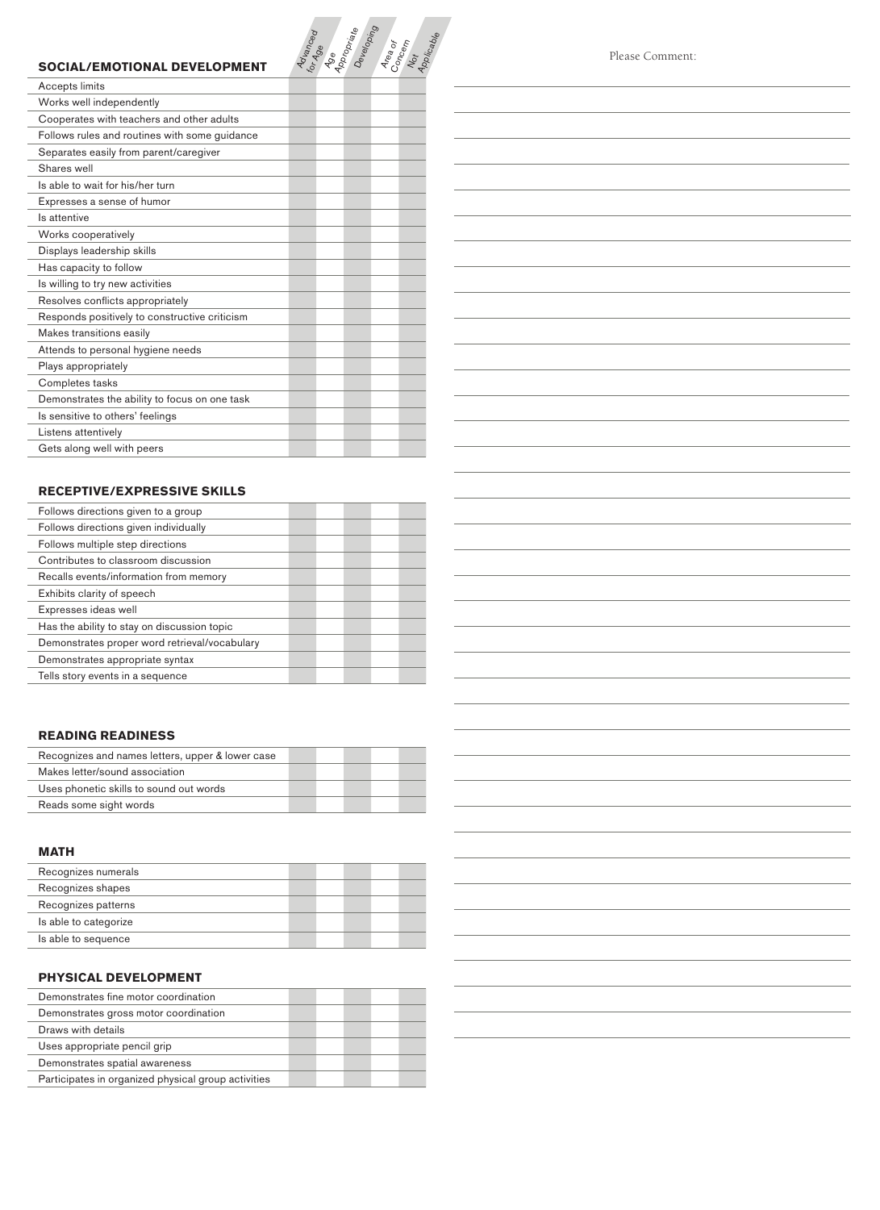## SOCIAL/EMOTIONAL DEVELOPMENT

| SOCIAL/EMOTIONAL DEVELOPMENT | Advanced for Age | Age Appropriate | Developing | Area of Concern | Not Applicable |
|---|---|---|---|---|---|
| Accepts limits | | | | | |
| Works well independently | | | | | |
| Cooperates with teachers and other adults | | | | | |
| Follows rules and routines with some guidance | | | | | |
| Separates easily from parent/caregiver | | | | | |
| Shares well | | | | | |
| Is able to wait for his/her turn | | | | | |
| Expresses a sense of humor | | | | | |
| Is attentive | | | | | |
| Works cooperatively | | | | | |
| Displays leadership skills | | | | | |
| Has capacity to follow | | | | | |
| Is willing to try new activities | | | | | |
| Resolves conflicts appropriately | | | | | |
| Responds positively to constructive criticism | | | | | |
| Makes transitions easily | | | | | |
| Attends to personal hygiene needs | | | | | |
| Plays appropriately | | | | | |
| Completes tasks | | | | | |
| Demonstrates the ability to focus on one task | | | | | |
| Is sensitive to others' feelings | | | | | |
| Listens attentively | | | | | |
| Gets along well with peers | | | | | |

## RECEPTIVE/EXPRESSIVE SKILLS

| RECEPTIVE/EXPRESSIVE SKILLS | Advanced for Age | Age Appropriate | Developing | Area of Concern | Not Applicable |
|---|---|---|---|---|---|
| Follows directions given to a group | | | | | |
| Follows directions given individually | | | | | |
| Follows multiple step directions | | | | | |
| Contributes to classroom discussion | | | | | |
| Recalls events/information from memory | | | | | |
| Exhibits clarity of speech | | | | | |
| Expresses ideas well | | | | | |
| Has the ability to stay on discussion topic | | | | | |
| Demonstrates proper word retrieval/vocabulary | | | | | |
| Demonstrates appropriate syntax | | | | | |
| Tells story events in a sequence | | | | | |

## READING READINESS

| READING READINESS | Advanced for Age | Age Appropriate | Developing | Area of Concern | Not Applicable |
|---|---|---|---|---|---|
| Recognizes and names letters, upper & lower case | | | | | |
| Makes letter/sound association | | | | | |
| Uses phonetic skills to sound out words | | | | | |
| Reads some sight words | | | | | |

## MATH

| MATH | Advanced for Age | Age Appropriate | Developing | Area of Concern | Not Applicable |
|---|---|---|---|---|---|
| Recognizes numerals | | | | | |
| Recognizes shapes | | | | | |
| Recognizes patterns | | | | | |
| Is able to categorize | | | | | |
| Is able to sequence | | | | | |

## PHYSICAL DEVELOPMENT

| PHYSICAL DEVELOPMENT | Advanced for Age | Age Appropriate | Developing | Area of Concern | Not Applicable |
|---|---|---|---|---|---|
| Demonstrates fine motor coordination | | | | | |
| Demonstrates gross motor coordination | | | | | |
| Draws with details | | | | | |
| Uses appropriate pencil grip | | | | | |
| Demonstrates spatial awareness | | | | | |
| Participates in organized physical group activities | | | | | |

Please Comment: